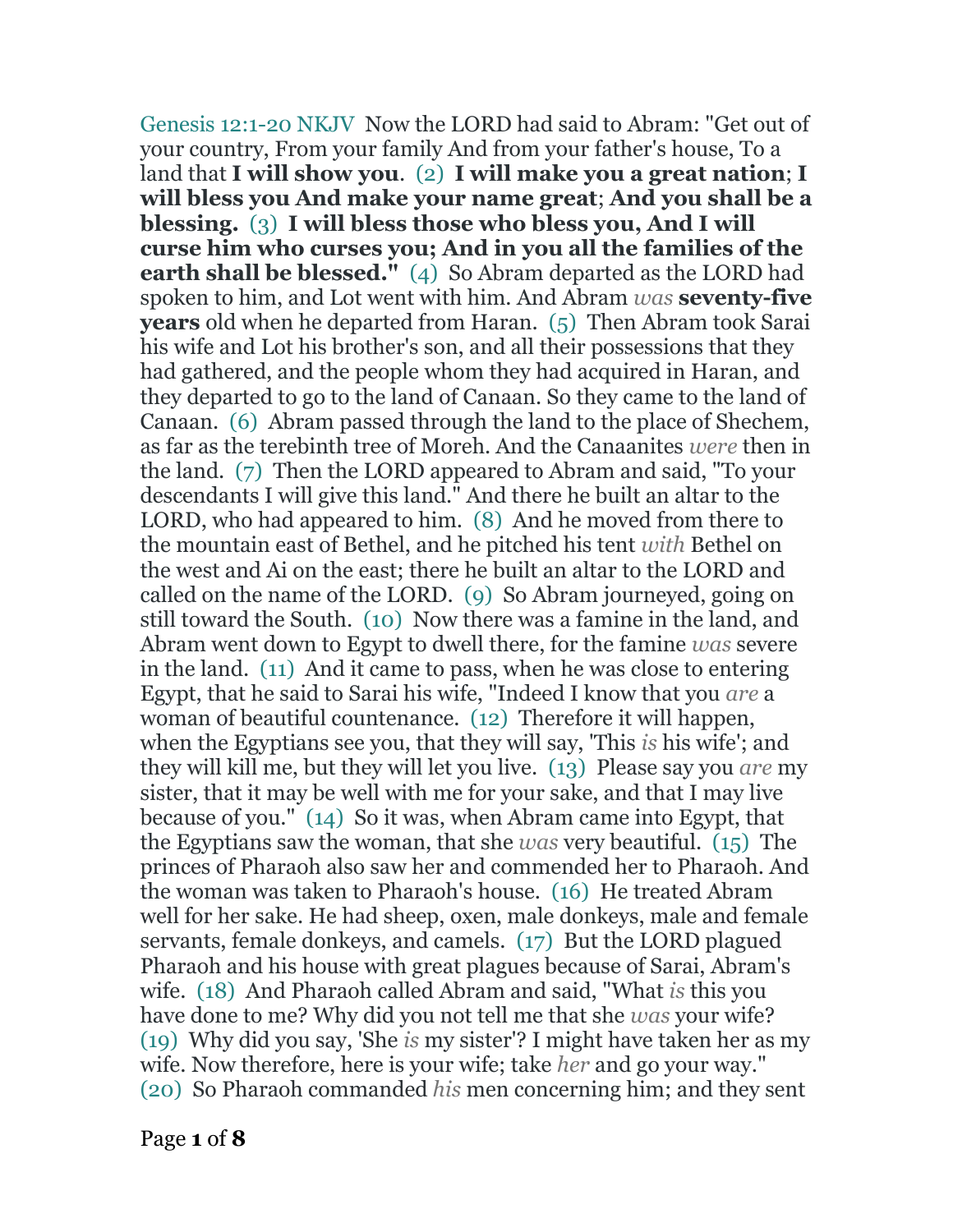Genesis 12:1-20 NKJV Now the LORD had said to Abram: "Get out of your country, From your family And from your father's house, To a land that **I will show you**. (2) **I will make you a great nation**; **I will bless you And make your name great**; **And you shall be a blessing.** (3) **I will bless those who bless you, And I will curse him who curses you; And in you all the families of the earth shall be blessed."** (4) So Abram departed as the LORD had spoken to him, and Lot went with him. And Abram *was* **seventy-five years** old when he departed from Haran. (5) Then Abram took Sarai his wife and Lot his brother's son, and all their possessions that they had gathered, and the people whom they had acquired in Haran, and they departed to go to the land of Canaan. So they came to the land of Canaan. (6) Abram passed through the land to the place of Shechem, as far as the terebinth tree of Moreh. And the Canaanites *were* then in the land. (7) Then the LORD appeared to Abram and said, "To your descendants I will give this land." And there he built an altar to the LORD, who had appeared to him. (8) And he moved from there to the mountain east of Bethel, and he pitched his tent *with* Bethel on the west and Ai on the east; there he built an altar to the LORD and called on the name of the LORD. (9) So Abram journeyed, going on still toward the South. (10) Now there was a famine in the land, and Abram went down to Egypt to dwell there, for the famine *was* severe in the land. (11) And it came to pass, when he was close to entering Egypt, that he said to Sarai his wife, "Indeed I know that you *are* a woman of beautiful countenance. (12) Therefore it will happen, when the Egyptians see you, that they will say, 'This *is* his wife'; and they will kill me, but they will let you live. (13) Please say you *are* my sister, that it may be well with me for your sake, and that I may live because of you." (14) So it was, when Abram came into Egypt, that the Egyptians saw the woman, that she *was* very beautiful. (15) The princes of Pharaoh also saw her and commended her to Pharaoh. And the woman was taken to Pharaoh's house. (16) He treated Abram well for her sake. He had sheep, oxen, male donkeys, male and female servants, female donkeys, and camels. (17) But the LORD plagued Pharaoh and his house with great plagues because of Sarai, Abram's wife. (18) And Pharaoh called Abram and said, "What *is* this you have done to me? Why did you not tell me that she *was* your wife? (19) Why did you say, 'She *is* my sister'? I might have taken her as my wife. Now therefore, here is your wife; take *her* and go your way." (20) So Pharaoh commanded *his* men concerning him; and they sent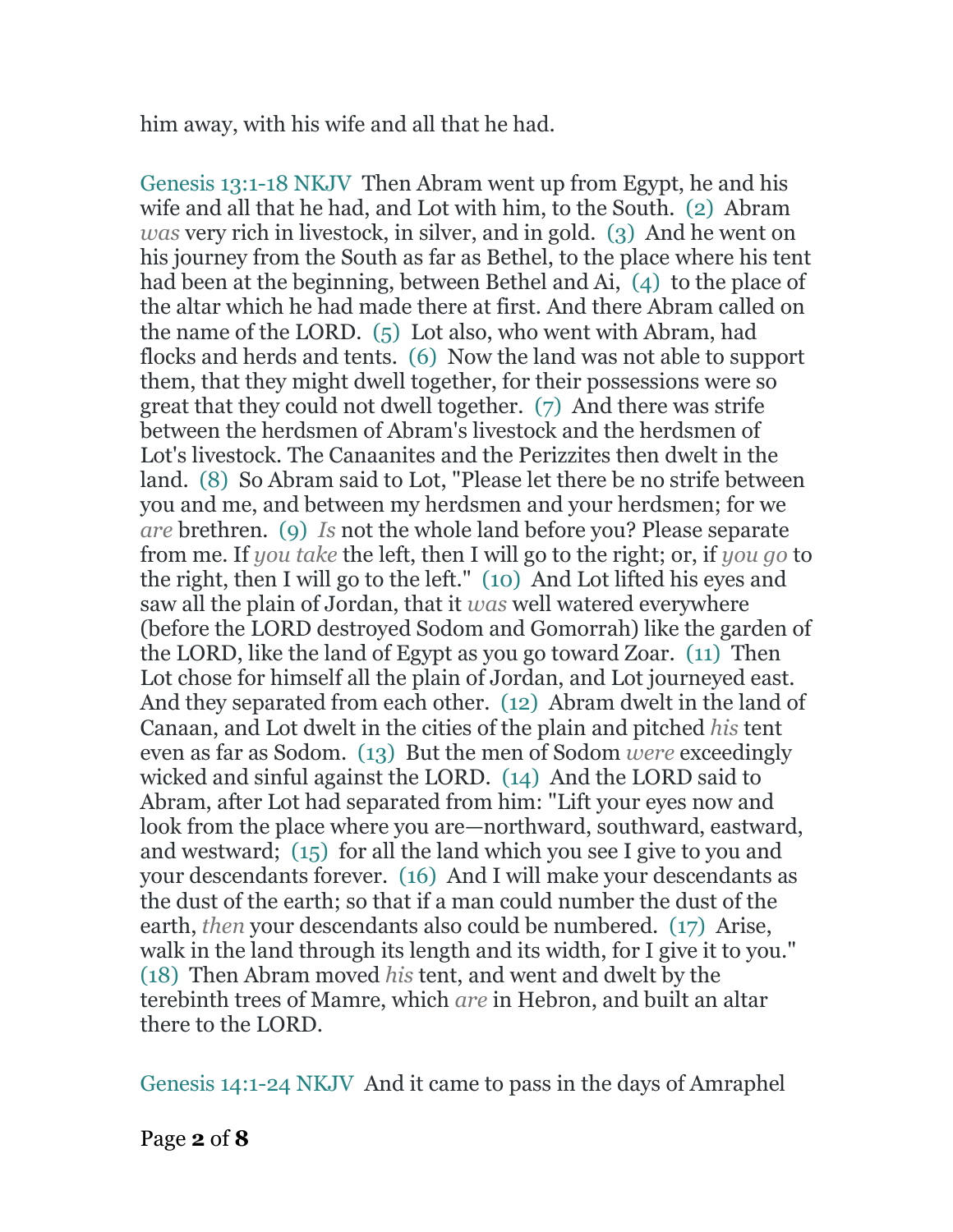him away, with his wife and all that he had.

Genesis 13:1-18 NKJV  Then Abram went up from Egypt, he and his wife and all that he had, and Lot with him, to the South. (2) Abram *was* very rich in livestock, in silver, and in gold. (3) And he went on his journey from the South as far as Bethel, to the place where his tent had been at the beginning, between Bethel and Ai, (4) to the place of the altar which he had made there at first. And there Abram called on the name of the LORD. (5) Lot also, who went with Abram, had flocks and herds and tents. (6) Now the land was not able to support them, that they might dwell together, for their possessions were so great that they could not dwell together. (7) And there was strife between the herdsmen of Abram's livestock and the herdsmen of Lot's livestock. The Canaanites and the Perizzites then dwelt in the land. (8) So Abram said to Lot, "Please let there be no strife between you and me, and between my herdsmen and your herdsmen; for we *are* brethren. (9) *Is* not the whole land before you? Please separate from me. If *you take* the left, then I will go to the right; or, if *you go* to the right, then I will go to the left." (10) And Lot lifted his eyes and saw all the plain of Jordan, that it *was* well watered everywhere (before the LORD destroyed Sodom and Gomorrah) like the garden of the LORD, like the land of Egypt as you go toward Zoar. (11) Then Lot chose for himself all the plain of Jordan, and Lot journeyed east. And they separated from each other. (12) Abram dwelt in the land of Canaan, and Lot dwelt in the cities of the plain and pitched *his* tent even as far as Sodom. (13) But the men of Sodom *were* exceedingly wicked and sinful against the LORD. (14) And the LORD said to Abram, after Lot had separated from him: "Lift your eyes now and look from the place where you are—northward, southward, eastward, and westward; (15) for all the land which you see I give to you and your descendants forever. (16) And I will make your descendants as the dust of the earth; so that if a man could number the dust of the earth, *then* your descendants also could be numbered. (17) Arise, walk in the land through its length and its width, for I give it to you." (18) Then Abram moved *his* tent, and went and dwelt by the terebinth trees of Mamre, which *are* in Hebron, and built an altar there to the LORD.

Genesis 14:1-24 NKJV  And it came to pass in the days of Amraphel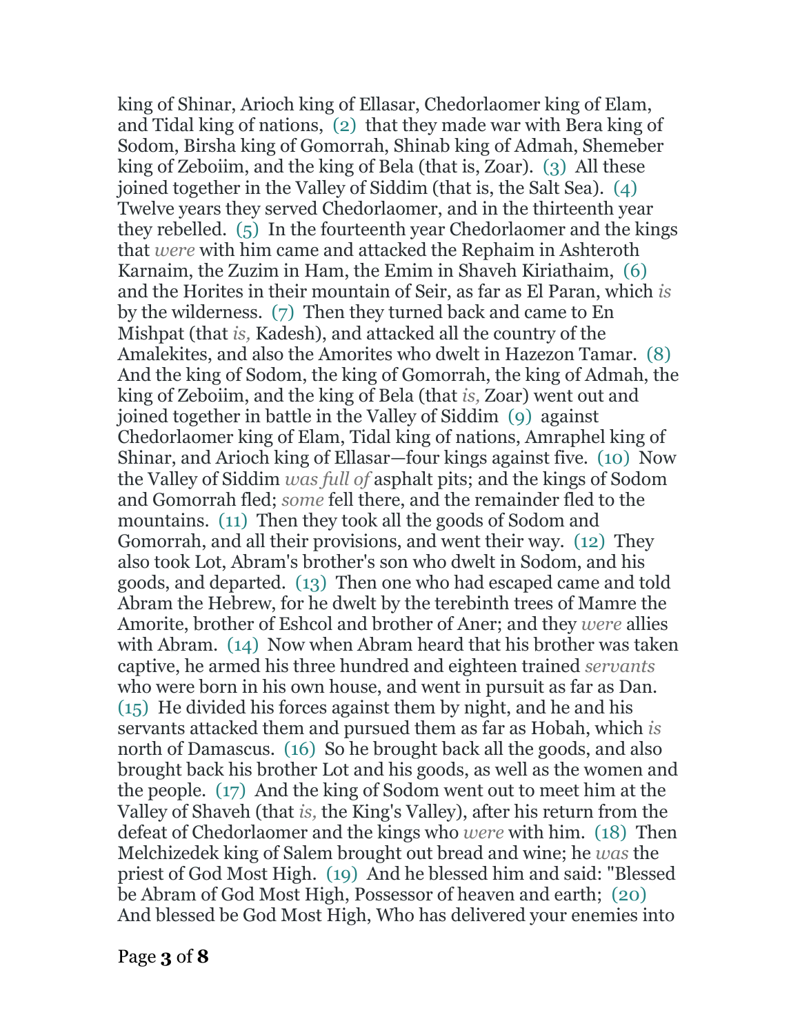king of Shinar, Arioch king of Ellasar, Chedorlaomer king of Elam, and Tidal king of nations, (2) that they made war with Bera king of Sodom, Birsha king of Gomorrah, Shinab king of Admah, Shemeber king of Zeboiim, and the king of Bela (that is, Zoar). (3) All these joined together in the Valley of Siddim (that is, the Salt Sea). (4) Twelve years they served Chedorlaomer, and in the thirteenth year they rebelled. (5) In the fourteenth year Chedorlaomer and the kings that *were* with him came and attacked the Rephaim in Ashteroth Karnaim, the Zuzim in Ham, the Emim in Shaveh Kiriathaim, (6) and the Horites in their mountain of Seir, as far as El Paran, which *is* by the wilderness. (7) Then they turned back and came to En Mishpat (that *is,* Kadesh), and attacked all the country of the Amalekites, and also the Amorites who dwelt in Hazezon Tamar. (8) And the king of Sodom, the king of Gomorrah, the king of Admah, the king of Zeboiim, and the king of Bela (that *is,* Zoar) went out and joined together in battle in the Valley of Siddim (9) against Chedorlaomer king of Elam, Tidal king of nations, Amraphel king of Shinar, and Arioch king of Ellasar—four kings against five. (10) Now the Valley of Siddim *was full of* asphalt pits; and the kings of Sodom and Gomorrah fled; *some* fell there, and the remainder fled to the mountains. (11) Then they took all the goods of Sodom and Gomorrah, and all their provisions, and went their way. (12) They also took Lot, Abram's brother's son who dwelt in Sodom, and his goods, and departed. (13) Then one who had escaped came and told Abram the Hebrew, for he dwelt by the terebinth trees of Mamre the Amorite, brother of Eshcol and brother of Aner; and they *were* allies with Abram. (14) Now when Abram heard that his brother was taken captive, he armed his three hundred and eighteen trained *servants* who were born in his own house, and went in pursuit as far as Dan. (15) He divided his forces against them by night, and he and his servants attacked them and pursued them as far as Hobah, which *is* north of Damascus. (16) So he brought back all the goods, and also brought back his brother Lot and his goods, as well as the women and the people. (17) And the king of Sodom went out to meet him at the Valley of Shaveh (that *is,* the King's Valley), after his return from the defeat of Chedorlaomer and the kings who *were* with him. (18) Then Melchizedek king of Salem brought out bread and wine; he *was* the priest of God Most High. (19) And he blessed him and said: "Blessed be Abram of God Most High, Possessor of heaven and earth; (20) And blessed be God Most High, Who has delivered your enemies into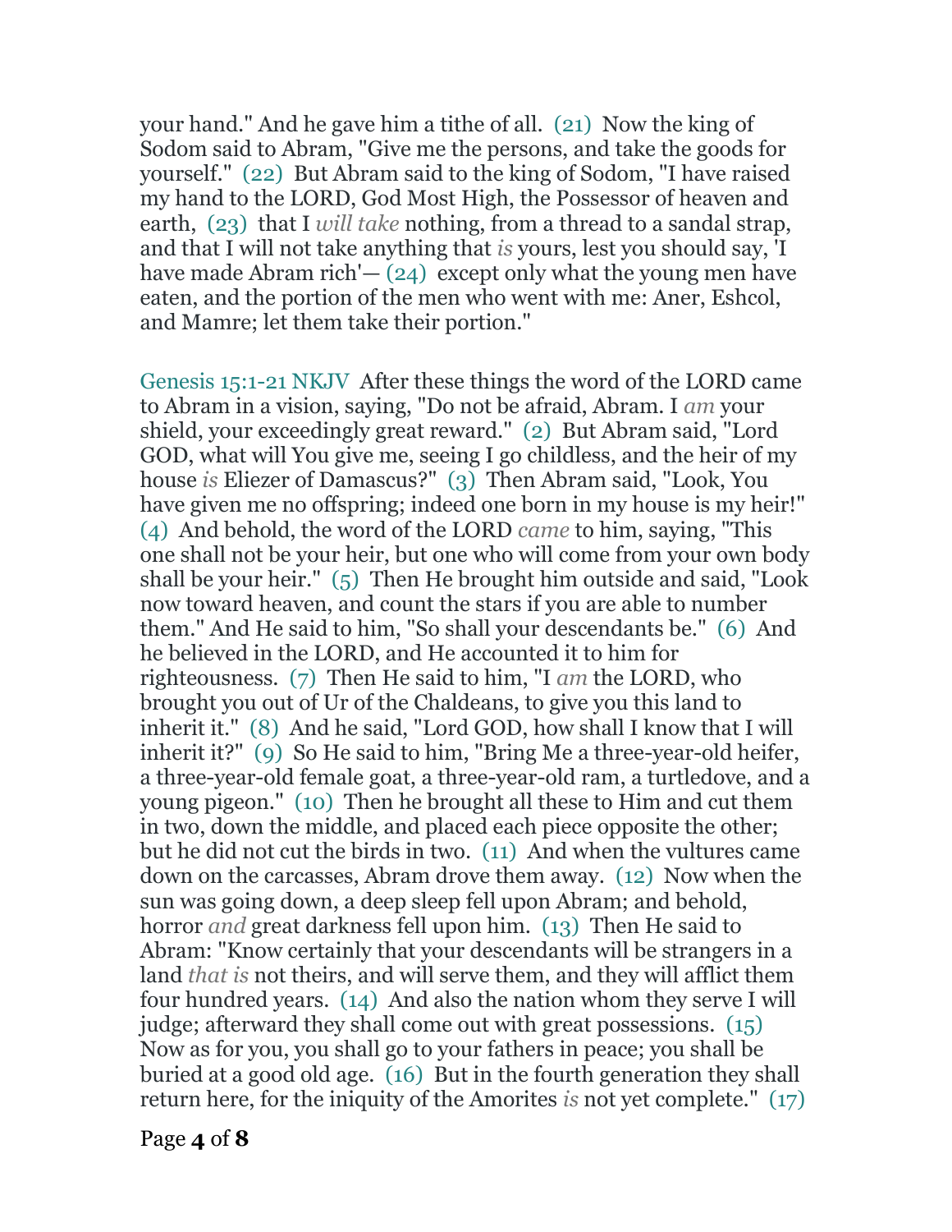your hand." And he gave him a tithe of all. (21) Now the king of Sodom said to Abram, "Give me the persons, and take the goods for yourself." (22) But Abram said to the king of Sodom, "I have raised my hand to the LORD, God Most High, the Possessor of heaven and earth, (23) that I *will take* nothing, from a thread to a sandal strap, and that I will not take anything that *is* yours, lest you should say, 'I have made Abram rich'— (24) except only what the young men have eaten, and the portion of the men who went with me: Aner, Eshcol, and Mamre; let them take their portion."

Genesis 15:1-21 NKJV After these things the word of the LORD came to Abram in a vision, saying, "Do not be afraid, Abram. I *am* your shield, your exceedingly great reward." (2) But Abram said, "Lord GOD, what will You give me, seeing I go childless, and the heir of my house *is* Eliezer of Damascus?" (3) Then Abram said, "Look, You have given me no offspring; indeed one born in my house is my heir!" (4) And behold, the word of the LORD *came* to him, saying, "This one shall not be your heir, but one who will come from your own body shall be your heir." (5) Then He brought him outside and said, "Look now toward heaven, and count the stars if you are able to number them." And He said to him, "So shall your descendants be." (6) And he believed in the LORD, and He accounted it to him for righteousness. (7) Then He said to him, "I *am* the LORD, who brought you out of Ur of the Chaldeans, to give you this land to inherit it." (8) And he said, "Lord GOD, how shall I know that I will inherit it?" (9) So He said to him, "Bring Me a three-year-old heifer, a three-year-old female goat, a three-year-old ram, a turtledove, and a young pigeon." (10) Then he brought all these to Him and cut them in two, down the middle, and placed each piece opposite the other; but he did not cut the birds in two. (11) And when the vultures came down on the carcasses, Abram drove them away. (12) Now when the sun was going down, a deep sleep fell upon Abram; and behold, horror *and* great darkness fell upon him. (13) Then He said to Abram: "Know certainly that your descendants will be strangers in a land *that is* not theirs, and will serve them, and they will afflict them four hundred years. (14) And also the nation whom they serve I will judge; afterward they shall come out with great possessions. (15) Now as for you, you shall go to your fathers in peace; you shall be buried at a good old age. (16) But in the fourth generation they shall return here, for the iniquity of the Amorites *is* not yet complete." (17)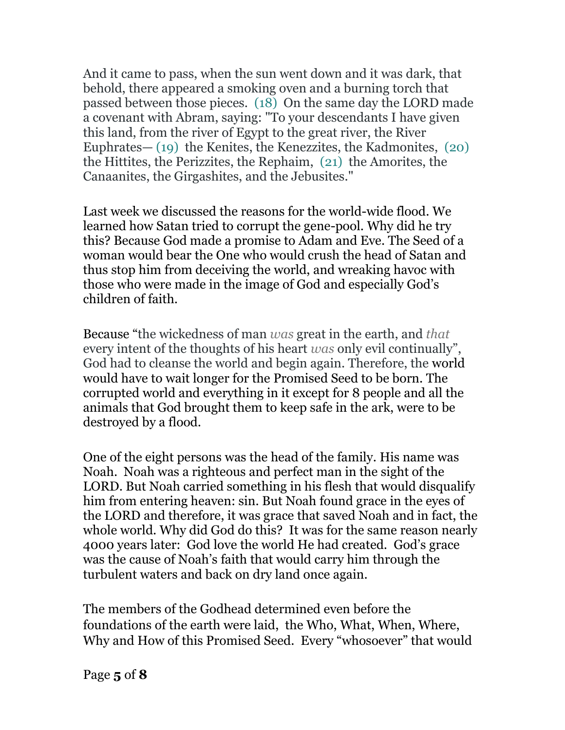And it came to pass, when the sun went down and it was dark, that behold, there appeared a smoking oven and a burning torch that passed between those pieces. (18) On the same day the LORD made a covenant with Abram, saying: "To your descendants I have given this land, from the river of Egypt to the great river, the River Euphrates— (19) the Kenites, the Kenezzites, the Kadmonites, (20) the Hittites, the Perizzites, the Rephaim, (21) the Amorites, the Canaanites, the Girgashites, and the Jebusites."

Last week we discussed the reasons for the world-wide flood. We learned how Satan tried to corrupt the gene-pool. Why did he try this? Because God made a promise to Adam and Eve. The Seed of a woman would bear the One who would crush the head of Satan and thus stop him from deceiving the world, and wreaking havoc with those who were made in the image of God and especially God's children of faith.

Because "the wickedness of man *was* great in the earth, and *that* every intent of the thoughts of his heart *was* only evil continually", God had to cleanse the world and begin again. Therefore, the world would have to wait longer for the Promised Seed to be born. The corrupted world and everything in it except for 8 people and all the animals that God brought them to keep safe in the ark, were to be destroyed by a flood.

One of the eight persons was the head of the family. His name was Noah. Noah was a righteous and perfect man in the sight of the LORD. But Noah carried something in his flesh that would disqualify him from entering heaven: sin. But Noah found grace in the eyes of the LORD and therefore, it was grace that saved Noah and in fact, the whole world. Why did God do this? It was for the same reason nearly 4000 years later: God love the world He had created. God's grace was the cause of Noah's faith that would carry him through the turbulent waters and back on dry land once again.

The members of the Godhead determined even before the foundations of the earth were laid, the Who, What, When, Where, Why and How of this Promised Seed. Every "whosoever" that would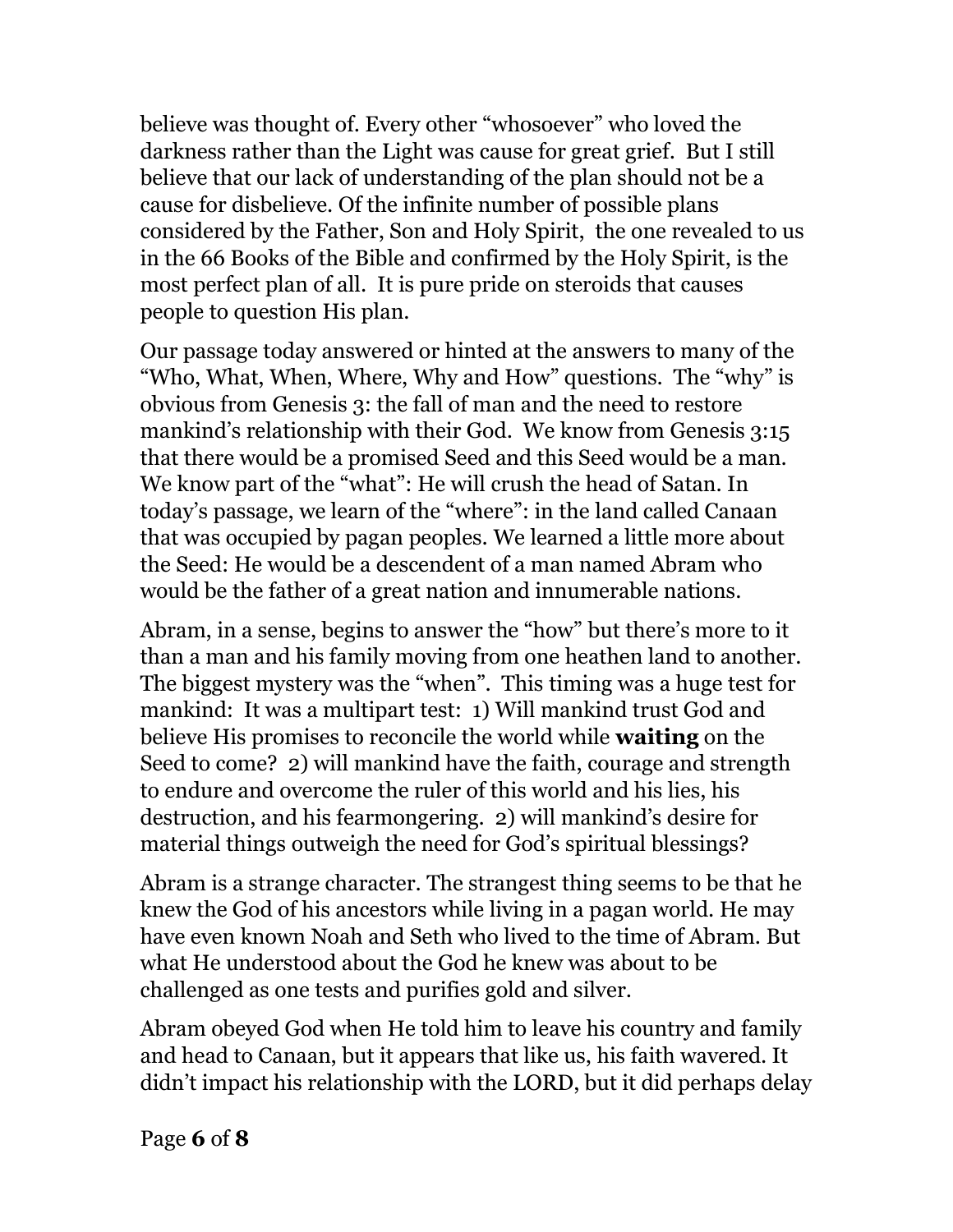believe was thought of. Every other “whosoever” who loved the darkness rather than the Light was cause for great grief. But I still believe that our lack of understanding of the plan should not be a cause for disbelieve. Of the infinite number of possible plans considered by the Father, Son and Holy Spirit, the one revealed to us in the 66 Books of the Bible and confirmed by the Holy Spirit, is the most perfect plan of all. It is pure pride on steroids that causes people to question His plan.

Our passage today answered or hinted at the answers to many of the “Who, What, When, Where, Why and How” questions. The “why” is obvious from Genesis 3: the fall of man and the need to restore mankind’s relationship with their God. We know from Genesis 3:15 that there would be a promised Seed and this Seed would be a man. We know part of the “what”: He will crush the head of Satan. In today’s passage, we learn of the “where”: in the land called Canaan that was occupied by pagan peoples. We learned a little more about the Seed: He would be a descendent of a man named Abram who would be the father of a great nation and innumerable nations.

Abram, in a sense, begins to answer the “how” but there’s more to it than a man and his family moving from one heathen land to another. The biggest mystery was the “when”. This timing was a huge test for mankind: It was a multipart test: 1) Will mankind trust God and believe His promises to reconcile the world while **waiting** on the Seed to come? 2) will mankind have the faith, courage and strength to endure and overcome the ruler of this world and his lies, his destruction, and his fearmongering. 2) will mankind’s desire for material things outweigh the need for God’s spiritual blessings?

Abram is a strange character. The strangest thing seems to be that he knew the God of his ancestors while living in a pagan world. He may have even known Noah and Seth who lived to the time of Abram. But what He understood about the God he knew was about to be challenged as one tests and purifies gold and silver.

Abram obeyed God when He told him to leave his country and family and head to Canaan, but it appears that like us, his faith wavered. It didn’t impact his relationship with the LORD, but it did perhaps delay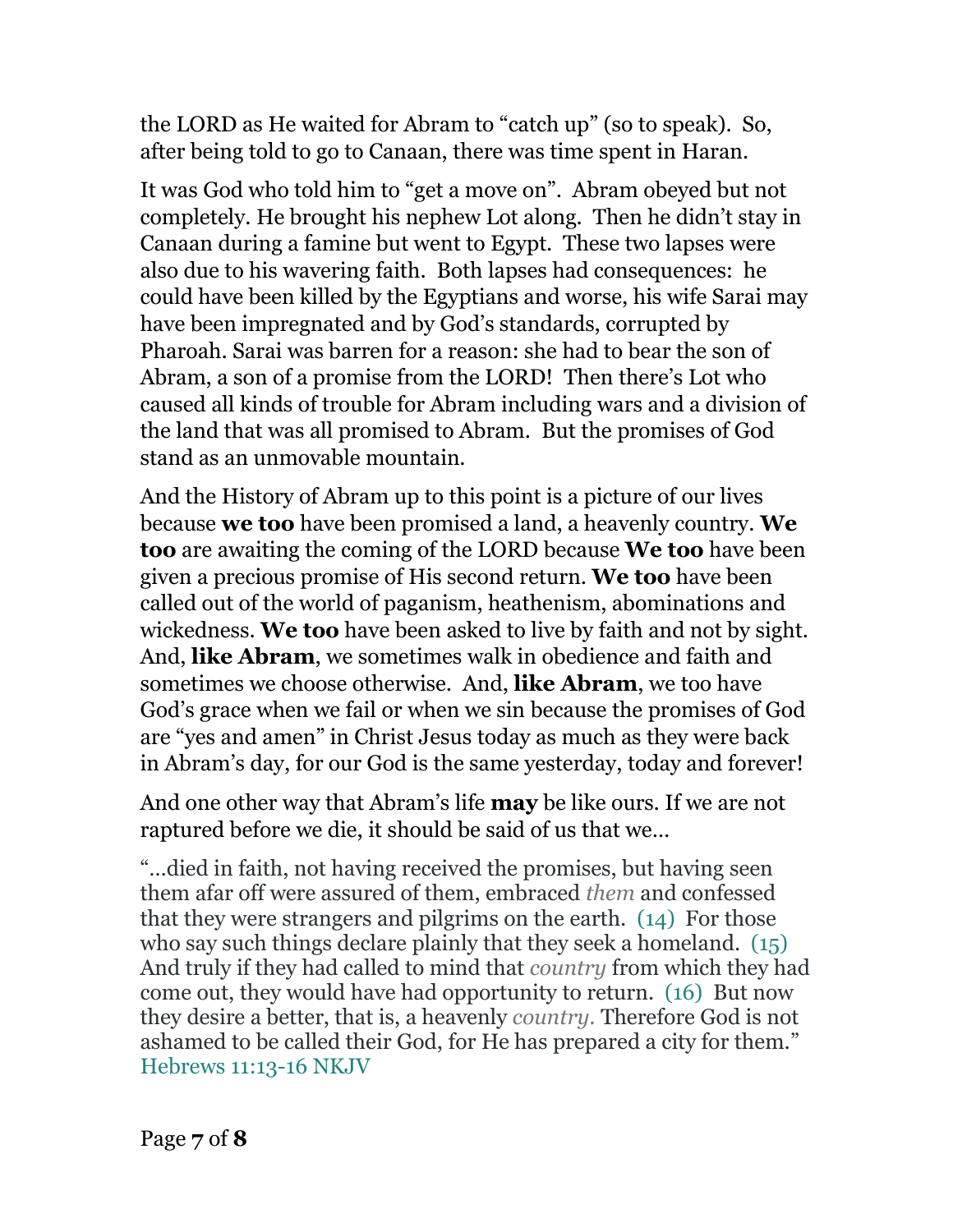the LORD as He waited for Abram to "catch up" (so to speak). So, after being told to go to Canaan, there was time spent in Haran.

It was God who told him to "get a move on". Abram obeyed but not completely. He brought his nephew Lot along. Then he didn't stay in Canaan during a famine but went to Egypt. These two lapses were also due to his wavering faith. Both lapses had consequences: he could have been killed by the Egyptians and worse, his wife Sarai may have been impregnated and by God's standards, corrupted by Pharoah. Sarai was barren for a reason: she had to bear the son of Abram, a son of a promise from the LORD! Then there's Lot who caused all kinds of trouble for Abram including wars and a division of the land that was all promised to Abram. But the promises of God stand as an unmovable mountain.

And the History of Abram up to this point is a picture of our lives because **we too** have been promised a land, a heavenly country. **We too** are awaiting the coming of the LORD because **We too** have been given a precious promise of His second return. **We too** have been called out of the world of paganism, heathenism, abominations and wickedness. **We too** have been asked to live by faith and not by sight. And, **like Abram**, we sometimes walk in obedience and faith and sometimes we choose otherwise. And, **like Abram**, we too have God's grace when we fail or when we sin because the promises of God are "yes and amen" in Christ Jesus today as much as they were back in Abram's day, for our God is the same yesterday, today and forever!

And one other way that Abram's life **may** be like ours. If we are not raptured before we die, it should be said of us that we…

"…died in faith, not having received the promises, but having seen them afar off were assured of them, embraced *them* and confessed that they were strangers and pilgrims on the earth. (14) For those who say such things declare plainly that they seek a homeland. (15) And truly if they had called to mind that *country* from which they had come out, they would have had opportunity to return. (16) But now they desire a better, that is, a heavenly *country*. Therefore God is not ashamed to be called their God, for He has prepared a city for them." Hebrews 11:13-16 NKJV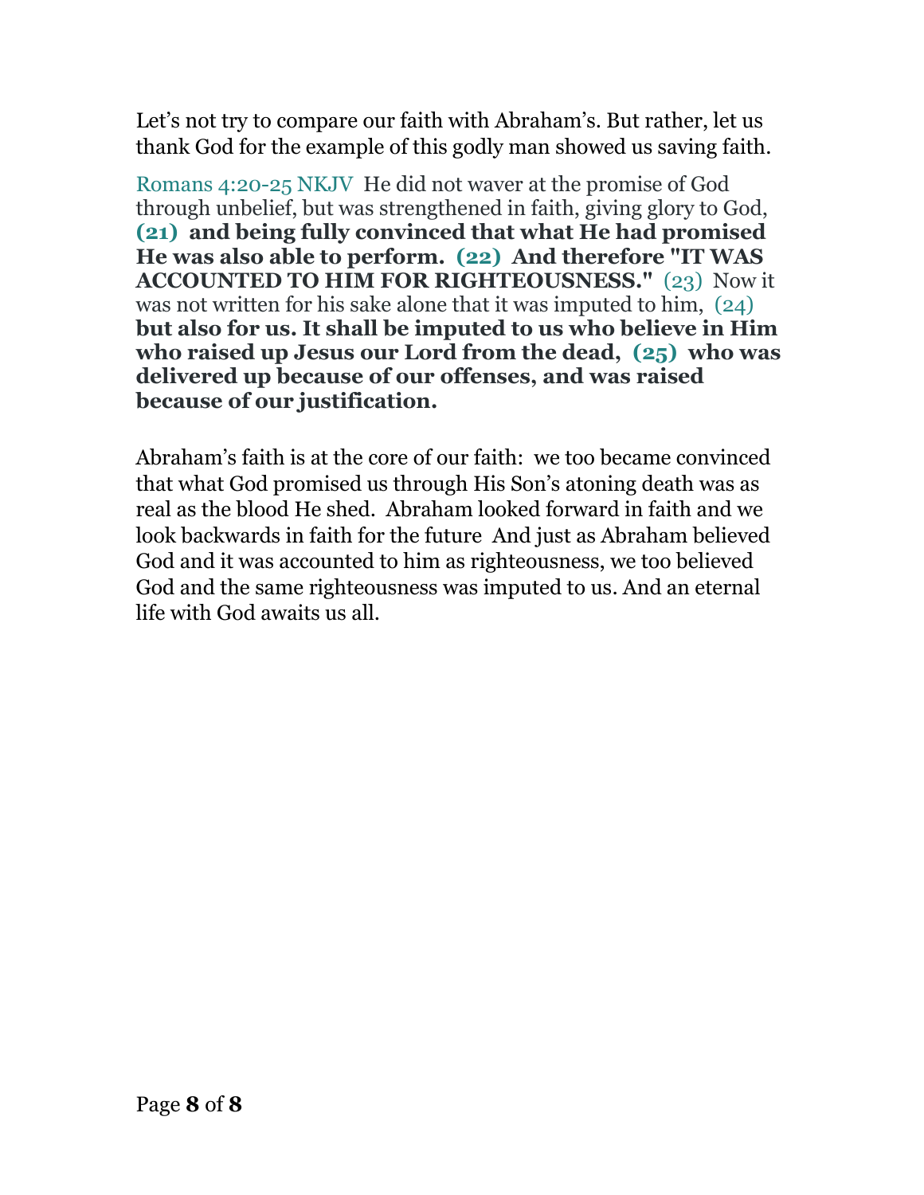Let's not try to compare our faith with Abraham's. But rather, let us thank God for the example of this godly man showed us saving faith.

Romans 4:20-25 NKJV He did not waver at the promise of God through unbelief, but was strengthened in faith, giving glory to God, **(21) and being fully convinced that what He had promised He was also able to perform. (22) And therefore "IT WAS ACCOUNTED TO HIM FOR RIGHTEOUSNESS."** (23) Now it was not written for his sake alone that it was imputed to him, (24) **but also for us. It shall be imputed to us who believe in Him who raised up Jesus our Lord from the dead, (25) who was delivered up because of our offenses, and was raised because of our justification.**

Abraham's faith is at the core of our faith: we too became convinced that what God promised us through His Son's atoning death was as real as the blood He shed. Abraham looked forward in faith and we look backwards in faith for the future And just as Abraham believed God and it was accounted to him as righteousness, we too believed God and the same righteousness was imputed to us. And an eternal life with God awaits us all.